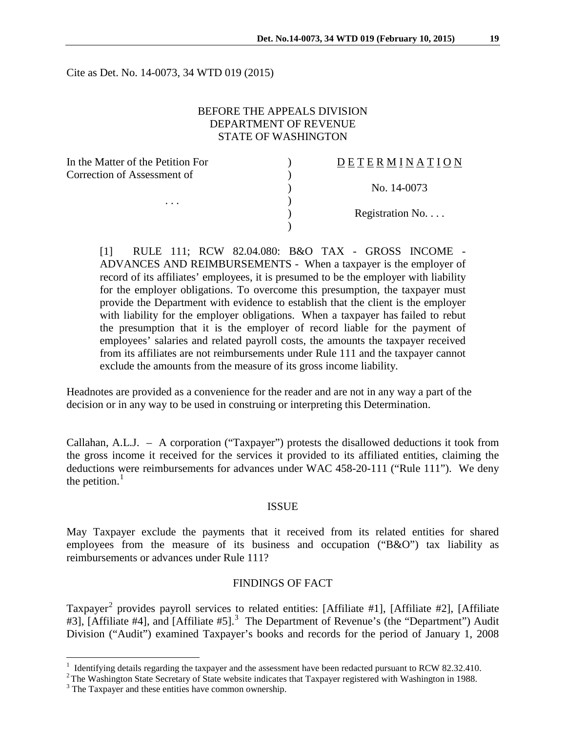Cite as Det. No. 14-0073, 34 WTD 019 (2015)

BEFORE THE APPEALS DIVISION
DEPARTMENT OF REVENUE
STATE OF WASHINGTON

| | | |
|---|---|---|
| In the Matter of the Petition For Correction of Assessment of | ) | D E T E R M I N A T I O N |
| | ) | |
| | ) | No. 14-0073 |
| . . . | ) | |
| | ) | Registration No. . . . |
| | ) | |

> [1] RULE 111; RCW 82.04.080: B&O TAX - GROSS INCOME - ADVANCES AND REIMBURSEMENTS - When a taxpayer is the employer of record of its affiliates' employees, it is presumed to be the employer with liability for the employer obligations. To overcome this presumption, the taxpayer must provide the Department with evidence to establish that the client is the employer with liability for the employer obligations. When a taxpayer has failed to rebut the presumption that it is the employer of record liable for the payment of employees' salaries and related payroll costs, the amounts the taxpayer received from its affiliates are not reimbursements under Rule 111 and the taxpayer cannot exclude the amounts from the measure of its gross income liability.

Headnotes are provided as a convenience for the reader and are not in any way a part of the decision or in any way to be used in construing or interpreting this Determination.

Callahan, A.L.J. – A corporation ("Taxpayer") protests the disallowed deductions it took from the gross income it received for the services it provided to its affiliated entities, claiming the deductions were reimbursements for advances under WAC 458-20-111 ("Rule 111"). We deny the petition.[1]

## ISSUE

May Taxpayer exclude the payments that it received from its related entities for shared employees from the measure of its business and occupation ("B&O") tax liability as reimbursements or advances under Rule 111?

## FINDINGS OF FACT

Taxpayer[2] provides payroll services to related entities: [Affiliate #1], [Affiliate #2], [Affiliate #3], [Affiliate #4], and [Affiliate #5].[3] The Department of Revenue's (the "Department") Audit Division ("Audit") examined Taxpayer's books and records for the period of January 1, 2008

---

[1] Identifying details regarding the taxpayer and the assessment have been redacted pursuant to RCW 82.32.410.

[2] The Washington State Secretary of State website indicates that Taxpayer registered with Washington in 1988.

[3] The Taxpayer and these entities have common ownership.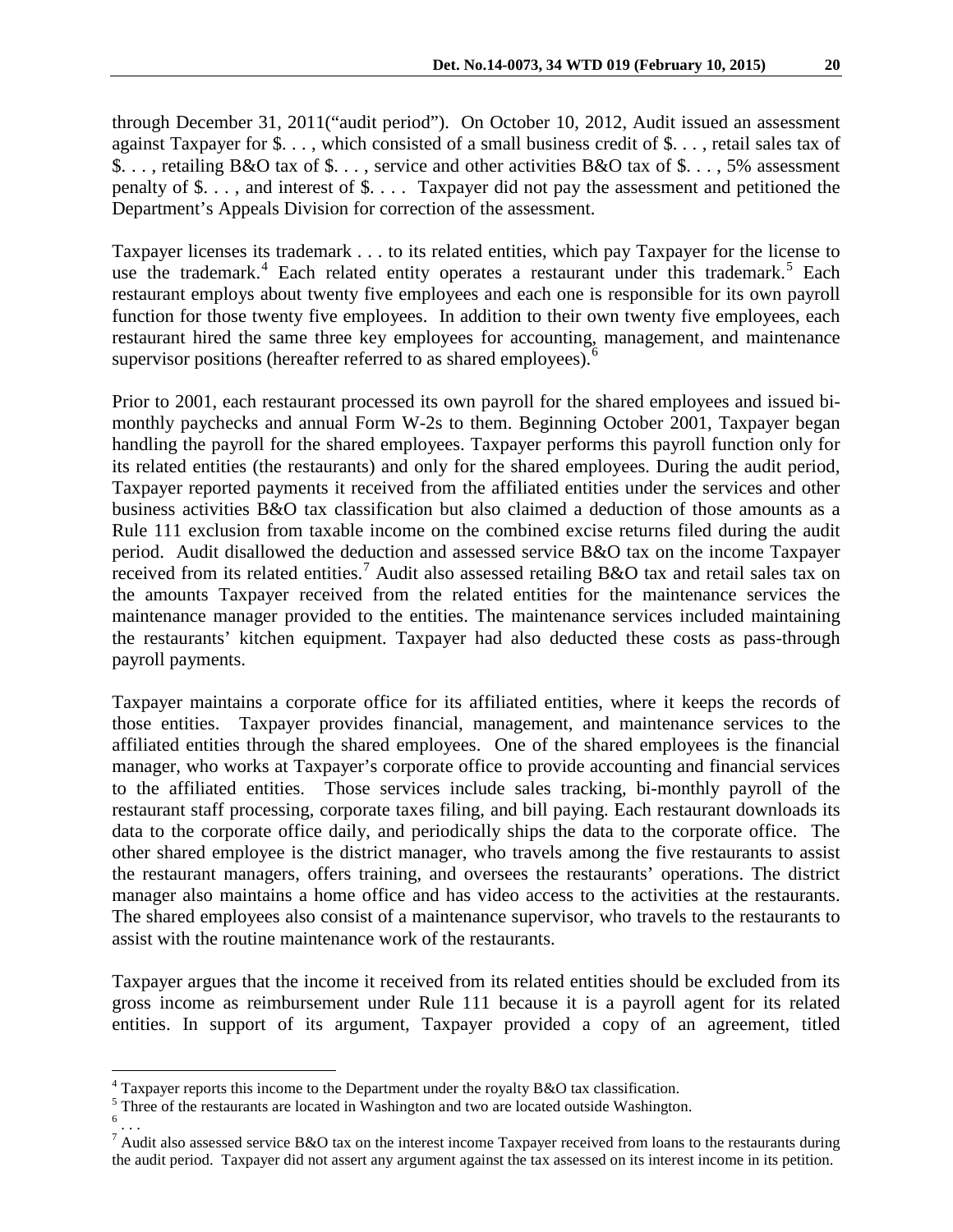through December 31, 2011("audit period"). On October 10, 2012, Audit issued an assessment against Taxpayer for $. . . , which consisted of a small business credit of $. . . , retail sales tax of $. . . , retailing B&O tax of $. . . , service and other activities B&O tax of $. . . , 5% assessment penalty of $. . . , and interest of $. . . . Taxpayer did not pay the assessment and petitioned the Department's Appeals Division for correction of the assessment.

Taxpayer licenses its trademark . . . to its related entities, which pay Taxpayer for the license to use the trademark.[4] Each related entity operates a restaurant under this trademark.[5] Each restaurant employs about twenty five employees and each one is responsible for its own payroll function for those twenty five employees. In addition to their own twenty five employees, each restaurant hired the same three key employees for accounting, management, and maintenance supervisor positions (hereafter referred to as shared employees).[6]

Prior to 2001, each restaurant processed its own payroll for the shared employees and issued bi-monthly paychecks and annual Form W-2s to them. Beginning October 2001, Taxpayer began handling the payroll for the shared employees. Taxpayer performs this payroll function only for its related entities (the restaurants) and only for the shared employees. During the audit period, Taxpayer reported payments it received from the affiliated entities under the services and other business activities B&O tax classification but also claimed a deduction of those amounts as a Rule 111 exclusion from taxable income on the combined excise returns filed during the audit period. Audit disallowed the deduction and assessed service B&O tax on the income Taxpayer received from its related entities.[7] Audit also assessed retailing B&O tax and retail sales tax on the amounts Taxpayer received from the related entities for the maintenance services the maintenance manager provided to the entities. The maintenance services included maintaining the restaurants' kitchen equipment. Taxpayer had also deducted these costs as pass-through payroll payments.

Taxpayer maintains a corporate office for its affiliated entities, where it keeps the records of those entities. Taxpayer provides financial, management, and maintenance services to the affiliated entities through the shared employees. One of the shared employees is the financial manager, who works at Taxpayer's corporate office to provide accounting and financial services to the affiliated entities. Those services include sales tracking, bi-monthly payroll of the restaurant staff processing, corporate taxes filing, and bill paying. Each restaurant downloads its data to the corporate office daily, and periodically ships the data to the corporate office. The other shared employee is the district manager, who travels among the five restaurants to assist the restaurant managers, offers training, and oversees the restaurants' operations. The district manager also maintains a home office and has video access to the activities at the restaurants. The shared employees also consist of a maintenance supervisor, who travels to the restaurants to assist with the routine maintenance work of the restaurants.

Taxpayer argues that the income it received from its related entities should be excluded from its gross income as reimbursement under Rule 111 because it is a payroll agent for its related entities. In support of its argument, Taxpayer provided a copy of an agreement, titled

---

[4] Taxpayer reports this income to the Department under the royalty B&O tax classification.

[5] Three of the restaurants are located in Washington and two are located outside Washington.

[6] . . .

[7] Audit also assessed service B&O tax on the interest income Taxpayer received from loans to the restaurants during the audit period. Taxpayer did not assert any argument against the tax assessed on its interest income in its petition.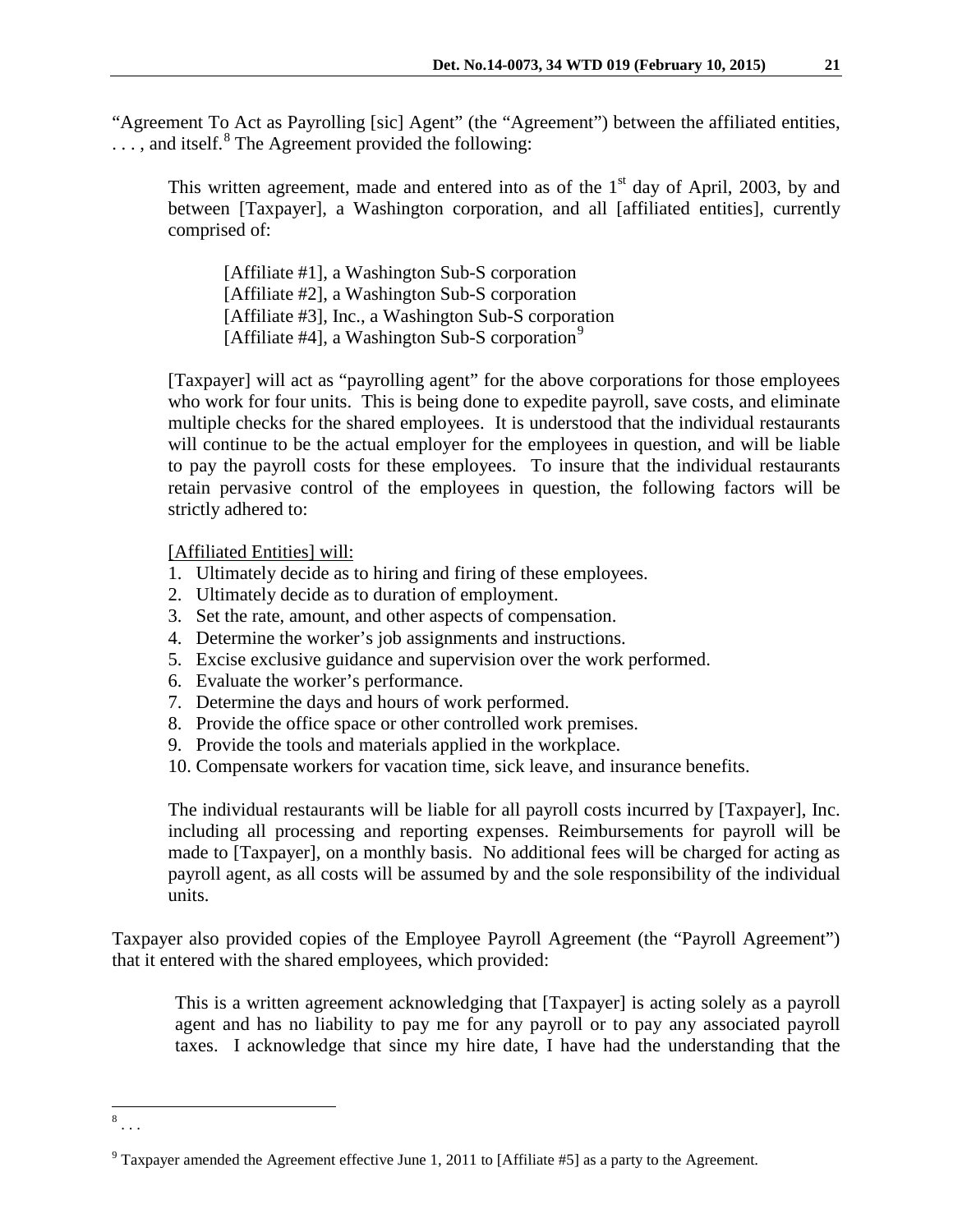"Agreement To Act as Payrolling [sic] Agent" (the "Agreement") between the affiliated entities, . . . , and itself.[8] The Agreement provided the following:

> This written agreement, made and entered into as of the 1st day of April, 2003, by and between [Taxpayer], a Washington corporation, and all [affiliated entities], currently comprised of:
>
> [Affiliate #1], a Washington Sub-S corporation
> [Affiliate #2], a Washington Sub-S corporation
> [Affiliate #3], Inc., a Washington Sub-S corporation
> [Affiliate #4], a Washington Sub-S corporation[9]
>
> [Taxpayer] will act as "payrolling agent" for the above corporations for those employees who work for four units. This is being done to expedite payroll, save costs, and eliminate multiple checks for the shared employees. It is understood that the individual restaurants will continue to be the actual employer for the employees in question, and will be liable to pay the payroll costs for these employees. To insure that the individual restaurants retain pervasive control of the employees in question, the following factors will be strictly adhered to:
>
> <u>[Affiliated Entities] will:</u>
>
> 1. Ultimately decide as to hiring and firing of these employees.
> 2. Ultimately decide as to duration of employment.
> 3. Set the rate, amount, and other aspects of compensation.
> 4. Determine the worker's job assignments and instructions.
> 5. Excise exclusive guidance and supervision over the work performed.
> 6. Evaluate the worker's performance.
> 7. Determine the days and hours of work performed.
> 8. Provide the office space or other controlled work premises.
> 9. Provide the tools and materials applied in the workplace.
> 10. Compensate workers for vacation time, sick leave, and insurance benefits.
>
> The individual restaurants will be liable for all payroll costs incurred by [Taxpayer], Inc. including all processing and reporting expenses. Reimbursements for payroll will be made to [Taxpayer], on a monthly basis. No additional fees will be charged for acting as payroll agent, as all costs will be assumed by and the sole responsibility of the individual units.

Taxpayer also provided copies of the Employee Payroll Agreement (the "Payroll Agreement") that it entered with the shared employees, which provided:

> This is a written agreement acknowledging that [Taxpayer] is acting solely as a payroll agent and has no liability to pay me for any payroll or to pay any associated payroll taxes. I acknowledge that since my hire date, I have had the understanding that the

---

[8] . . .

[9] Taxpayer amended the Agreement effective June 1, 2011 to [Affiliate #5] as a party to the Agreement.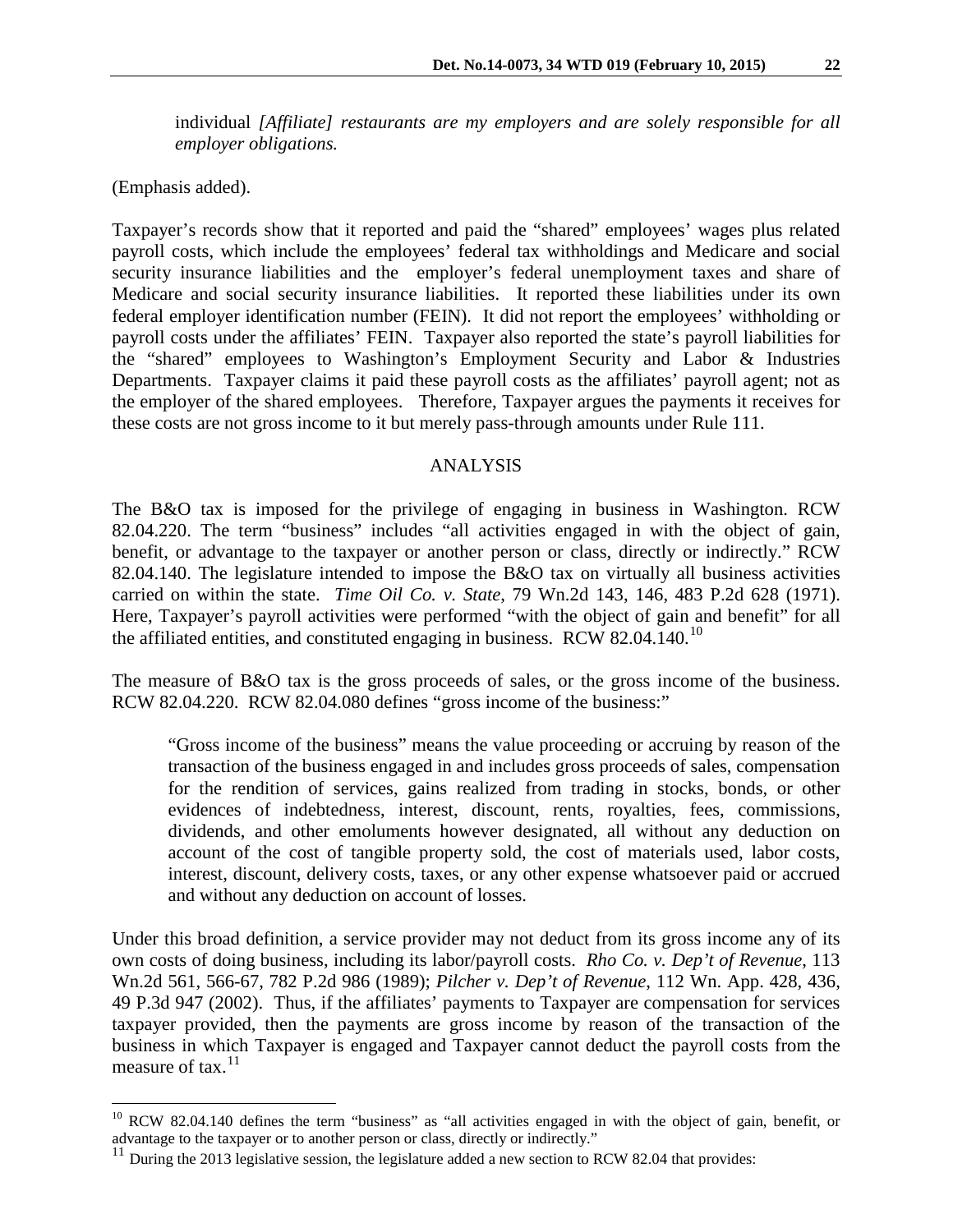individual *[Affiliate] restaurants are my employers and are solely responsible for all employer obligations.*

(Emphasis added).

Taxpayer's records show that it reported and paid the "shared" employees' wages plus related payroll costs, which include the employees' federal tax withholdings and Medicare and social security insurance liabilities and the employer's federal unemployment taxes and share of Medicare and social security insurance liabilities. It reported these liabilities under its own federal employer identification number (FEIN). It did not report the employees' withholding or payroll costs under the affiliates' FEIN. Taxpayer also reported the state's payroll liabilities for the "shared" employees to Washington's Employment Security and Labor & Industries Departments. Taxpayer claims it paid these payroll costs as the affiliates' payroll agent; not as the employer of the shared employees. Therefore, Taxpayer argues the payments it receives for these costs are not gross income to it but merely pass-through amounts under Rule 111.

## ANALYSIS

The B&O tax is imposed for the privilege of engaging in business in Washington. RCW 82.04.220. The term "business" includes "all activities engaged in with the object of gain, benefit, or advantage to the taxpayer or another person or class, directly or indirectly." RCW 82.04.140. The legislature intended to impose the B&O tax on virtually all business activities carried on within the state. *Time Oil Co. v. State*, 79 Wn.2d 143, 146, 483 P.2d 628 (1971). Here, Taxpayer's payroll activities were performed "with the object of gain and benefit" for all the affiliated entities, and constituted engaging in business. RCW 82.04.140.[10]

The measure of B&O tax is the gross proceeds of sales, or the gross income of the business. RCW 82.04.220. RCW 82.04.080 defines "gross income of the business:"

> "Gross income of the business" means the value proceeding or accruing by reason of the transaction of the business engaged in and includes gross proceeds of sales, compensation for the rendition of services, gains realized from trading in stocks, bonds, or other evidences of indebtedness, interest, discount, rents, royalties, fees, commissions, dividends, and other emoluments however designated, all without any deduction on account of the cost of tangible property sold, the cost of materials used, labor costs, interest, discount, delivery costs, taxes, or any other expense whatsoever paid or accrued and without any deduction on account of losses.

Under this broad definition, a service provider may not deduct from its gross income any of its own costs of doing business, including its labor/payroll costs. *Rho Co. v. Dep't of Revenue*, 113 Wn.2d 561, 566-67, 782 P.2d 986 (1989); *Pilcher v. Dep't of Revenue*, 112 Wn. App. 428, 436, 49 P.3d 947 (2002). Thus, if the affiliates' payments to Taxpayer are compensation for services taxpayer provided, then the payments are gross income by reason of the transaction of the business in which Taxpayer is engaged and Taxpayer cannot deduct the payroll costs from the measure of tax.[11]

---

[10] RCW 82.04.140 defines the term "business" as "all activities engaged in with the object of gain, benefit, or advantage to the taxpayer or to another person or class, directly or indirectly."

[11] During the 2013 legislative session, the legislature added a new section to RCW 82.04 that provides: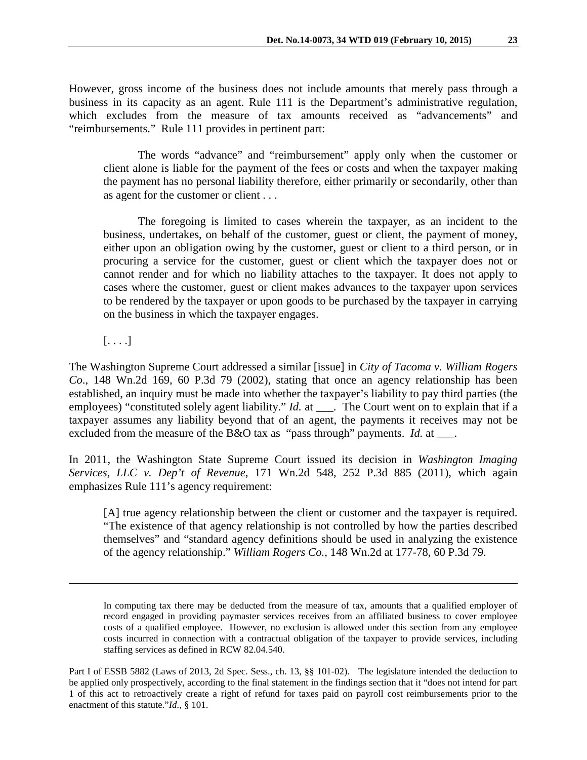However, gross income of the business does not include amounts that merely pass through a business in its capacity as an agent. Rule 111 is the Department's administrative regulation, which excludes from the measure of tax amounts received as "advancements" and "reimbursements." Rule 111 provides in pertinent part:

> The words "advance" and "reimbursement" apply only when the customer or client alone is liable for the payment of the fees or costs and when the taxpayer making the payment has no personal liability therefore, either primarily or secondarily, other than as agent for the customer or client . . .
>
> The foregoing is limited to cases wherein the taxpayer, as an incident to the business, undertakes, on behalf of the customer, guest or client, the payment of money, either upon an obligation owing by the customer, guest or client to a third person, or in procuring a service for the customer, guest or client which the taxpayer does not or cannot render and for which no liability attaches to the taxpayer. It does not apply to cases where the customer, guest or client makes advances to the taxpayer upon services to be rendered by the taxpayer or upon goods to be purchased by the taxpayer in carrying on the business in which the taxpayer engages.
>
> [. . . .]

The Washington Supreme Court addressed a similar [issue] in *City of Tacoma v. William Rogers Co*., 148 Wn.2d 169, 60 P.3d 79 (2002), stating that once an agency relationship has been established, an inquiry must be made into whether the taxpayer's liability to pay third parties (the employees) "constituted solely agent liability." *Id.* at ___. The Court went on to explain that if a taxpayer assumes any liability beyond that of an agent, the payments it receives may not be excluded from the measure of the B&O tax as "pass through" payments. *Id.* at ___.

In 2011, the Washington State Supreme Court issued its decision in *Washington Imaging Services, LLC v. Dep't of Revenue*, 171 Wn.2d 548, 252 P.3d 885 (2011), which again emphasizes Rule 111's agency requirement:

> [A] true agency relationship between the client or customer and the taxpayer is required. "The existence of that agency relationship is not controlled by how the parties described themselves" and "standard agency definitions should be used in analyzing the existence of the agency relationship." *William Rogers Co.*, 148 Wn.2d at 177-78, 60 P.3d 79.

---

> In computing tax there may be deducted from the measure of tax, amounts that a qualified employer of record engaged in providing paymaster services receives from an affiliated business to cover employee costs of a qualified employee. However, no exclusion is allowed under this section from any employee costs incurred in connection with a contractual obligation of the taxpayer to provide services, including staffing services as defined in RCW 82.04.540.

Part I of ESSB 5882 (Laws of 2013, 2d Spec. Sess., ch. 13, §§ 101-02). The legislature intended the deduction to be applied only prospectively, according to the final statement in the findings section that it "does not intend for part 1 of this act to retroactively create a right of refund for taxes paid on payroll cost reimbursements prior to the enactment of this statute."*Id.*, § 101.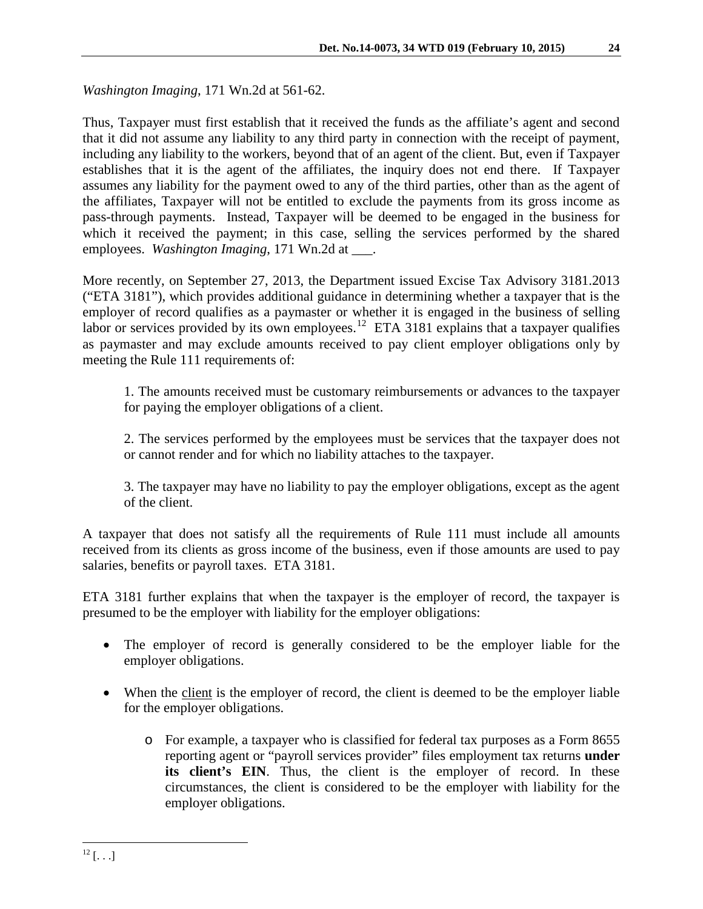*Washington Imaging*, 171 Wn.2d at 561-62.

Thus, Taxpayer must first establish that it received the funds as the affiliate's agent and second that it did not assume any liability to any third party in connection with the receipt of payment, including any liability to the workers, beyond that of an agent of the client. But, even if Taxpayer establishes that it is the agent of the affiliates, the inquiry does not end there. If Taxpayer assumes any liability for the payment owed to any of the third parties, other than as the agent of the affiliates, Taxpayer will not be entitled to exclude the payments from its gross income as pass-through payments. Instead, Taxpayer will be deemed to be engaged in the business for which it received the payment; in this case, selling the services performed by the shared employees. *Washington Imaging*, 171 Wn.2d at ___.

More recently, on September 27, 2013, the Department issued Excise Tax Advisory 3181.2013 ("ETA 3181"), which provides additional guidance in determining whether a taxpayer that is the employer of record qualifies as a paymaster or whether it is engaged in the business of selling labor or services provided by its own employees.[12] ETA 3181 explains that a taxpayer qualifies as paymaster and may exclude amounts received to pay client employer obligations only by meeting the Rule 111 requirements of:

> 1. The amounts received must be customary reimbursements or advances to the taxpayer for paying the employer obligations of a client.
>
> 2. The services performed by the employees must be services that the taxpayer does not or cannot render and for which no liability attaches to the taxpayer.
>
> 3. The taxpayer may have no liability to pay the employer obligations, except as the agent of the client.

A taxpayer that does not satisfy all the requirements of Rule 111 must include all amounts received from its clients as gross income of the business, even if those amounts are used to pay salaries, benefits or payroll taxes. ETA 3181.

ETA 3181 further explains that when the taxpayer is the employer of record, the taxpayer is presumed to be the employer with liability for the employer obligations:

- The employer of record is generally considered to be the employer liable for the employer obligations.
- When the <u>client</u> is the employer of record, the client is deemed to be the employer liable for the employer obligations.
    - For example, a taxpayer who is classified for federal tax purposes as a Form 8655 reporting agent or "payroll services provider" files employment tax returns **under its client's EIN**. Thus, the client is the employer of record. In these circumstances, the client is considered to be the employer with liability for the employer obligations.

---

[12] [. . .]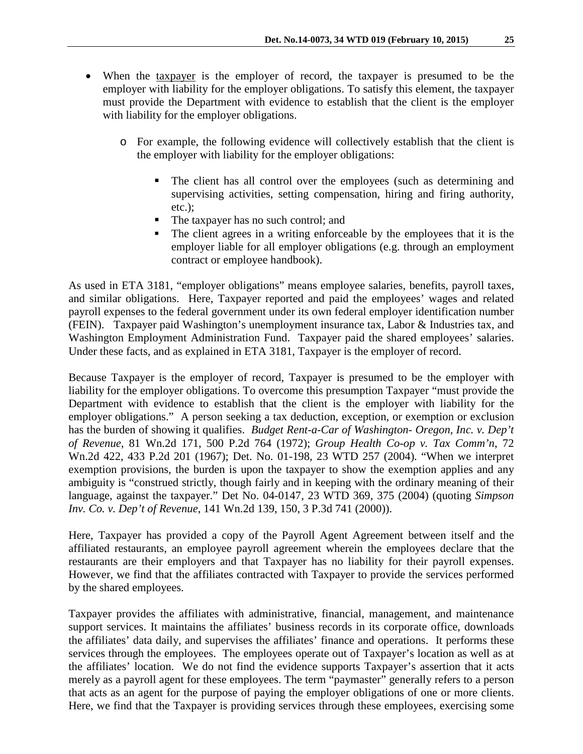- When the <u>taxpayer</u> is the employer of record, the taxpayer is presumed to be the employer with liability for the employer obligations. To satisfy this element, the taxpayer must provide the Department with evidence to establish that the client is the employer with liability for the employer obligations.
  - For example, the following evidence will collectively establish that the client is the employer with liability for the employer obligations:
    - The client has all control over the employees (such as determining and supervising activities, setting compensation, hiring and firing authority, etc.);
    - The taxpayer has no such control; and
    - The client agrees in a writing enforceable by the employees that it is the employer liable for all employer obligations (e.g. through an employment contract or employee handbook).

As used in ETA 3181, "employer obligations" means employee salaries, benefits, payroll taxes, and similar obligations. Here, Taxpayer reported and paid the employees' wages and related payroll expenses to the federal government under its own federal employer identification number (FEIN). Taxpayer paid Washington's unemployment insurance tax, Labor & Industries tax, and Washington Employment Administration Fund. Taxpayer paid the shared employees' salaries. Under these facts, and as explained in ETA 3181, Taxpayer is the employer of record.

Because Taxpayer is the employer of record, Taxpayer is presumed to be the employer with liability for the employer obligations. To overcome this presumption Taxpayer "must provide the Department with evidence to establish that the client is the employer with liability for the employer obligations." A person seeking a tax deduction, exception, or exemption or exclusion has the burden of showing it qualifies. *Budget Rent-a-Car of Washington- Oregon, Inc. v. Dep't of Revenue*, 81 Wn.2d 171, 500 P.2d 764 (1972); *Group Health Co-op v. Tax Comm'n*, 72 Wn.2d 422, 433 P.2d 201 (1967); Det. No. 01-198, 23 WTD 257 (2004). "When we interpret exemption provisions, the burden is upon the taxpayer to show the exemption applies and any ambiguity is "construed strictly, though fairly and in keeping with the ordinary meaning of their language, against the taxpayer." Det No. 04-0147, 23 WTD 369, 375 (2004) (quoting *Simpson Inv. Co. v. Dep't of Revenue*, 141 Wn.2d 139, 150, 3 P.3d 741 (2000)).

Here, Taxpayer has provided a copy of the Payroll Agent Agreement between itself and the affiliated restaurants, an employee payroll agreement wherein the employees declare that the restaurants are their employers and that Taxpayer has no liability for their payroll expenses. However, we find that the affiliates contracted with Taxpayer to provide the services performed by the shared employees.

Taxpayer provides the affiliates with administrative, financial, management, and maintenance support services. It maintains the affiliates' business records in its corporate office, downloads the affiliates' data daily, and supervises the affiliates' finance and operations. It performs these services through the employees. The employees operate out of Taxpayer's location as well as at the affiliates' location. We do not find the evidence supports Taxpayer's assertion that it acts merely as a payroll agent for these employees. The term "paymaster" generally refers to a person that acts as an agent for the purpose of paying the employer obligations of one or more clients. Here, we find that the Taxpayer is providing services through these employees, exercising some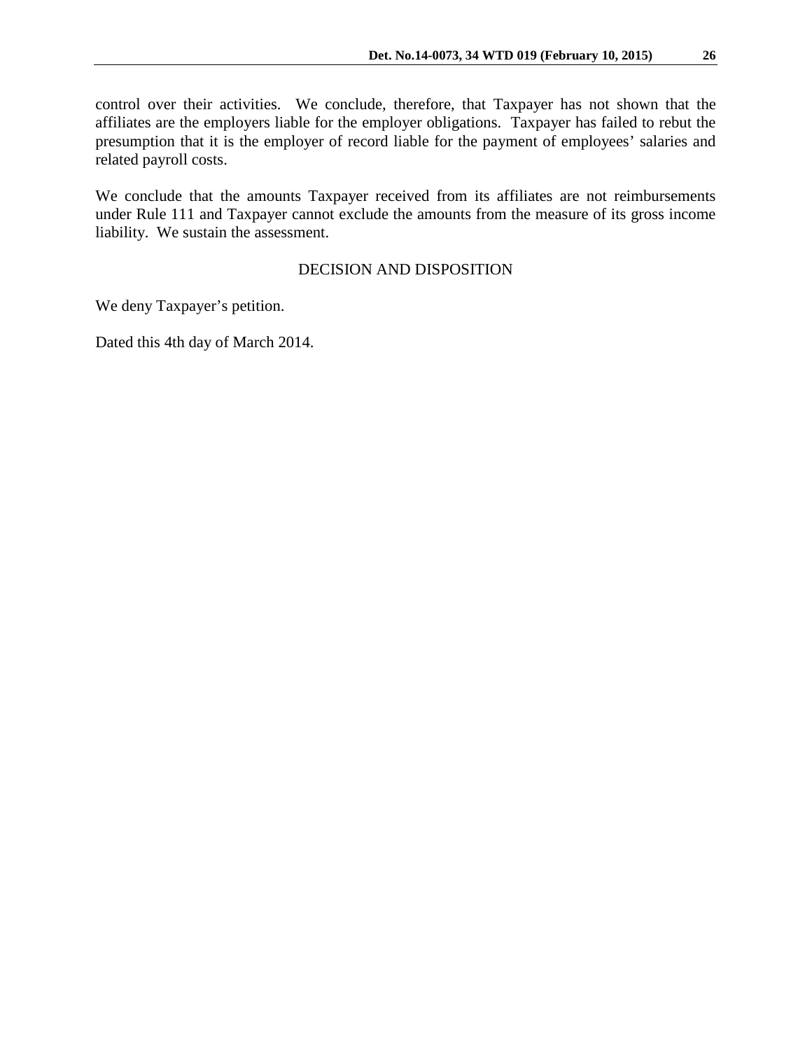control over their activities. We conclude, therefore, that Taxpayer has not shown that the affiliates are the employers liable for the employer obligations. Taxpayer has failed to rebut the presumption that it is the employer of record liable for the payment of employees' salaries and related payroll costs.

We conclude that the amounts Taxpayer received from its affiliates are not reimbursements under Rule 111 and Taxpayer cannot exclude the amounts from the measure of its gross income liability. We sustain the assessment.

## DECISION AND DISPOSITION

We deny Taxpayer's petition.

Dated this 4th day of March 2014.